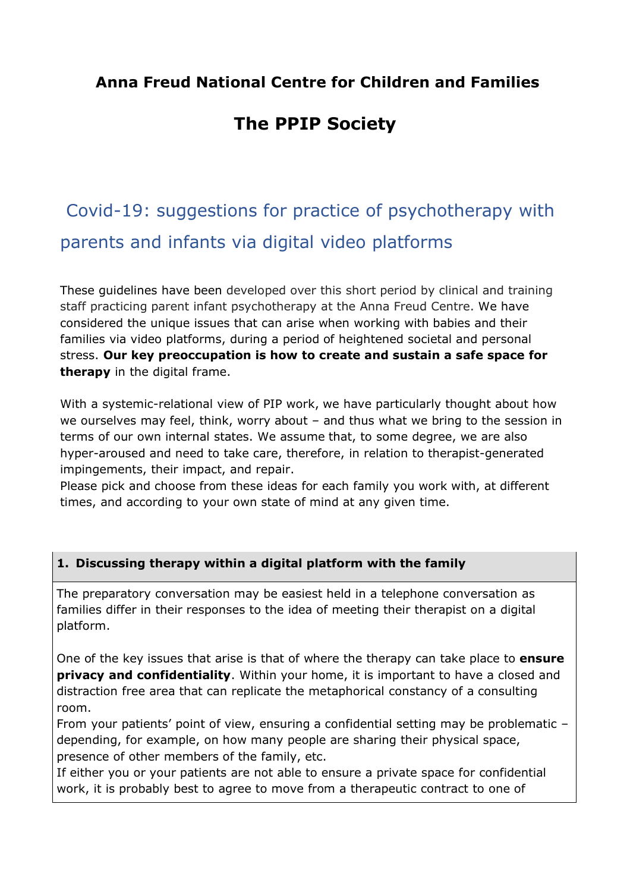**Anna Freud National Centre for Children and Families**

## The PPIP Society

# Covid-19: suggestions for practice of psychotherapy with parents and infants via digital video platforms

These guidelines have been developed over this short period by clinical and training staff practicing parent infant psychotherapy at the Anna Freud Centre. We have considered the unique issues that can arise when working with babies and their families via video platforms, during a period of heightened societal and personal stress. **Our key preoccupation is how to create and sustain a safe space for therapy** in the digital frame.

With a systemic-relational view of PIP work, we have particularly thought about how we ourselves may feel, think, worry about – and thus what we bring to the session in terms of our own internal states. We assume that, to some degree, we are also hyper-aroused and need to take care, therefore, in relation to therapist-generated impingements, their impact, and repair.
Please pick and choose from these ideas for each family you work with, at different times, and according to your own state of mind at any given time.

| **1. Discussing therapy within a digital platform with the family** |
| --- |
| The preparatory conversation may be easiest held in a telephone conversation as families differ in their responses to the idea of meeting their therapist on a digital platform.<br><br>One of the key issues that arise is that of where the therapy can take place to **ensure privacy and confidentiality**. Within your home, it is important to have a closed and distraction free area that can replicate the metaphorical constancy of a consulting room.<br>From your patients' point of view, ensuring a confidential setting may be problematic – depending, for example, on how many people are sharing their physical space, presence of other members of the family, etc.<br>If either you or your patients are not able to ensure a private space for confidential work, it is probably best to agree to move from a therapeutic contract to one of |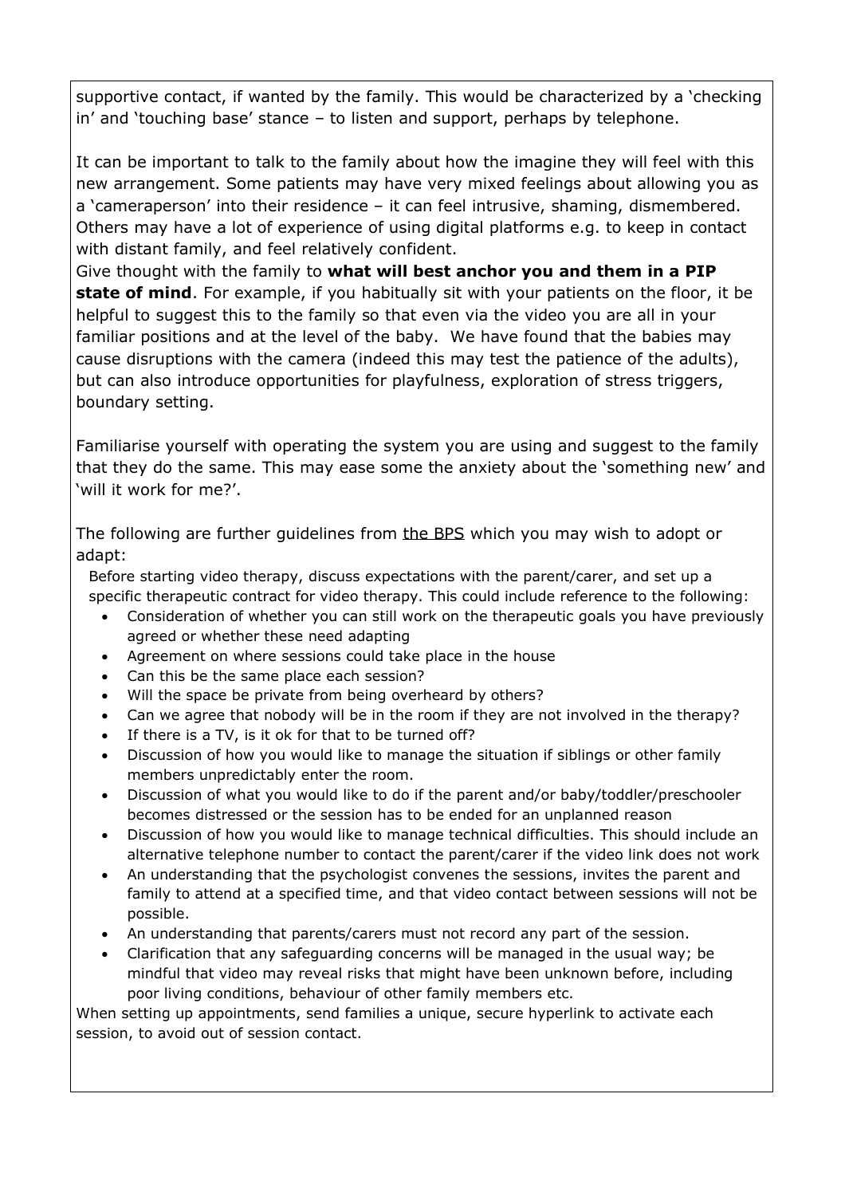supportive contact, if wanted by the family. This would be characterized by a 'checking in' and 'touching base' stance – to listen and support, perhaps by telephone.

It can be important to talk to the family about how the imagine they will feel with this new arrangement. Some patients may have very mixed feelings about allowing you as a 'cameraperson' into their residence – it can feel intrusive, shaming, dismembered. Others may have a lot of experience of using digital platforms e.g. to keep in contact with distant family, and feel relatively confident.

Give thought with the family to **what will best anchor you and them in a PIP state of mind**. For example, if you habitually sit with your patients on the floor, it be helpful to suggest this to the family so that even via the video you are all in your familiar positions and at the level of the baby. We have found that the babies may cause disruptions with the camera (indeed this may test the patience of the adults), but can also introduce opportunities for playfulness, exploration of stress triggers, boundary setting.

Familiarise yourself with operating the system you are using and suggest to the family that they do the same. This may ease some the anxiety about the 'something new' and 'will it work for me?'.

The following are further guidelines from the BPS which you may wish to adopt or adapt:

Before starting video therapy, discuss expectations with the parent/carer, and set up a specific therapeutic contract for video therapy. This could include reference to the following:

- Consideration of whether you can still work on the therapeutic goals you have previously agreed or whether these need adapting
- Agreement on where sessions could take place in the house
- Can this be the same place each session?
- Will the space be private from being overheard by others?
- Can we agree that nobody will be in the room if they are not involved in the therapy?
- If there is a TV, is it ok for that to be turned off?
- Discussion of how you would like to manage the situation if siblings or other family members unpredictably enter the room.
- Discussion of what you would like to do if the parent and/or baby/toddler/preschooler becomes distressed or the session has to be ended for an unplanned reason
- Discussion of how you would like to manage technical difficulties. This should include an alternative telephone number to contact the parent/carer if the video link does not work
- An understanding that the psychologist convenes the sessions, invites the parent and family to attend at a specified time, and that video contact between sessions will not be possible.
- An understanding that parents/carers must not record any part of the session.
- Clarification that any safeguarding concerns will be managed in the usual way; be mindful that video may reveal risks that might have been unknown before, including poor living conditions, behaviour of other family members etc.

When setting up appointments, send families a unique, secure hyperlink to activate each session, to avoid out of session contact.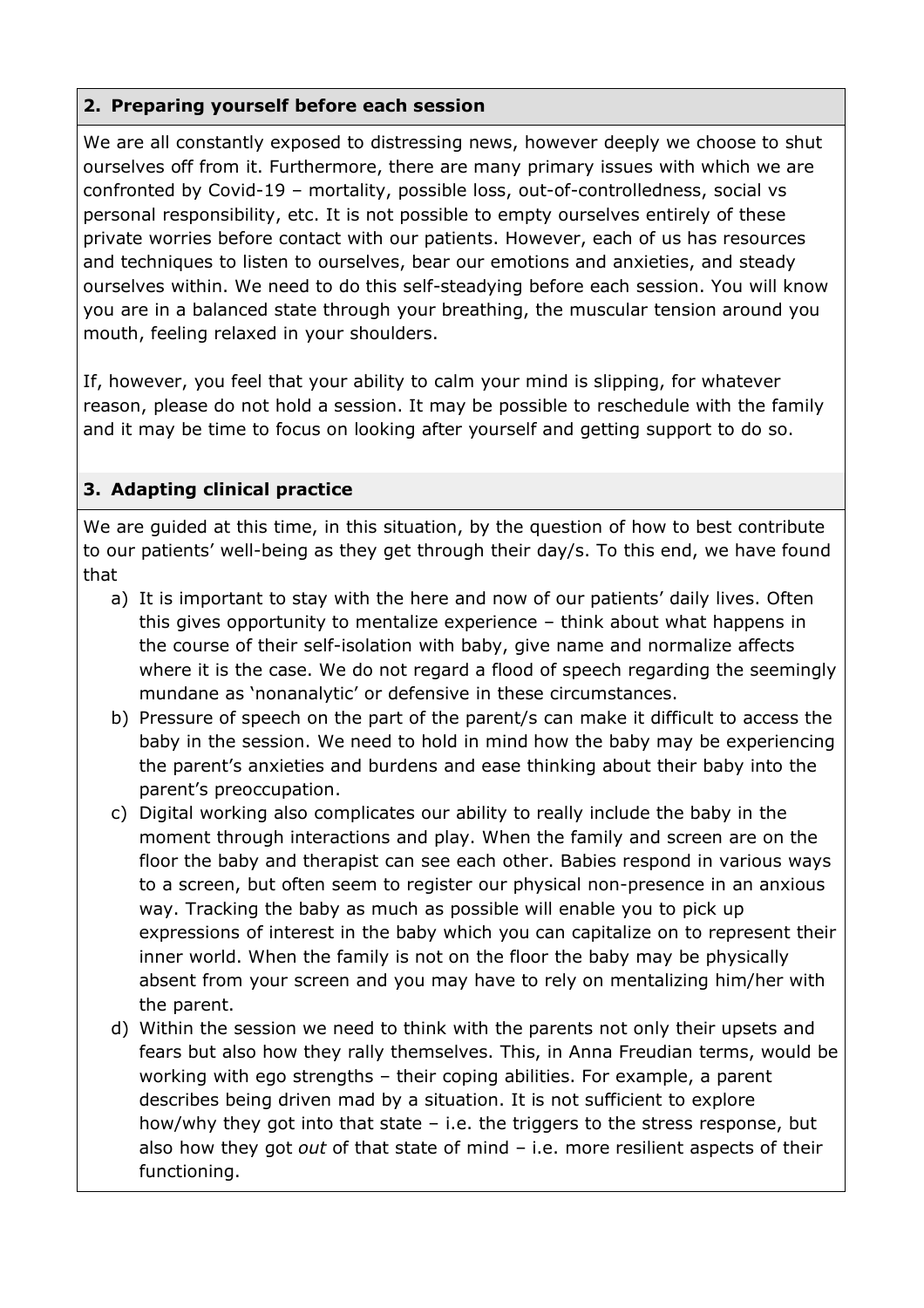## 2. Preparing yourself before each session

We are all constantly exposed to distressing news, however deeply we choose to shut ourselves off from it. Furthermore, there are many primary issues with which we are confronted by Covid-19 – mortality, possible loss, out-of-controlledness, social vs personal responsibility, etc. It is not possible to empty ourselves entirely of these private worries before contact with our patients. However, each of us has resources and techniques to listen to ourselves, bear our emotions and anxieties, and steady ourselves within. We need to do this self-steadying before each session. You will know you are in a balanced state through your breathing, the muscular tension around you mouth, feeling relaxed in your shoulders.

If, however, you feel that your ability to calm your mind is slipping, for whatever reason, please do not hold a session. It may be possible to reschedule with the family and it may be time to focus on looking after yourself and getting support to do so.

## 3. Adapting clinical practice

We are guided at this time, in this situation, by the question of how to best contribute to our patients' well-being as they get through their day/s. To this end, we have found that

a) It is important to stay with the here and now of our patients' daily lives. Often this gives opportunity to mentalize experience – think about what happens in the course of their self-isolation with baby, give name and normalize affects where it is the case. We do not regard a flood of speech regarding the seemingly mundane as 'nonanalytic' or defensive in these circumstances.

b) Pressure of speech on the part of the parent/s can make it difficult to access the baby in the session. We need to hold in mind how the baby may be experiencing the parent's anxieties and burdens and ease thinking about their baby into the parent's preoccupation.

c) Digital working also complicates our ability to really include the baby in the moment through interactions and play. When the family and screen are on the floor the baby and therapist can see each other. Babies respond in various ways to a screen, but often seem to register our physical non-presence in an anxious way. Tracking the baby as much as possible will enable you to pick up expressions of interest in the baby which you can capitalize on to represent their inner world. When the family is not on the floor the baby may be physically absent from your screen and you may have to rely on mentalizing him/her with the parent.

d) Within the session we need to think with the parents not only their upsets and fears but also how they rally themselves. This, in Anna Freudian terms, would be working with ego strengths – their coping abilities. For example, a parent describes being driven mad by a situation. It is not sufficient to explore how/why they got into that state – i.e. the triggers to the stress response, but also how they got *out* of that state of mind – i.e. more resilient aspects of their functioning.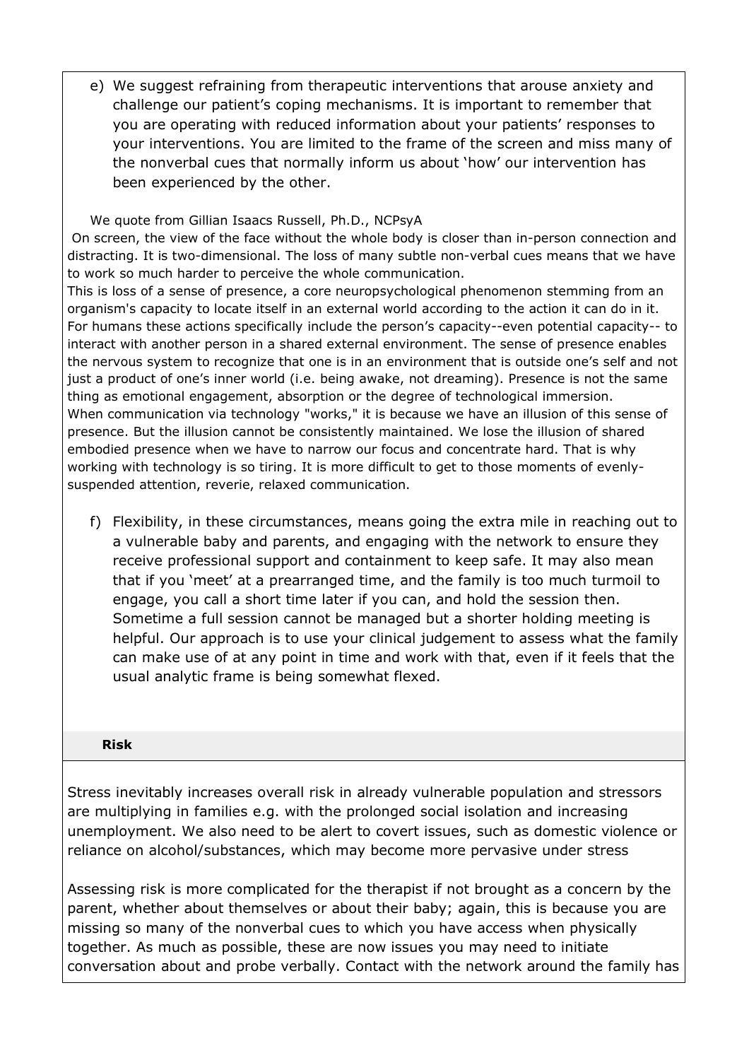e) We suggest refraining from therapeutic interventions that arouse anxiety and challenge our patient's coping mechanisms. It is important to remember that you are operating with reduced information about your patients' responses to your interventions. You are limited to the frame of the screen and miss many of the nonverbal cues that normally inform us about 'how' our intervention has been experienced by the other.

We quote from Gillian Isaacs Russell, Ph.D., NCPsyA

On screen, the view of the face without the whole body is closer than in-person connection and distracting. It is two-dimensional. The loss of many subtle non-verbal cues means that we have to work so much harder to perceive the whole communication.

This is loss of a sense of presence, a core neuropsychological phenomenon stemming from an organism's capacity to locate itself in an external world according to the action it can do in it. For humans these actions specifically include the person's capacity--even potential capacity-- to interact with another person in a shared external environment. The sense of presence enables the nervous system to recognize that one is in an environment that is outside one's self and not just a product of one's inner world (i.e. being awake, not dreaming). Presence is not the same thing as emotional engagement, absorption or the degree of technological immersion.

When communication via technology "works," it is because we have an illusion of this sense of presence. But the illusion cannot be consistently maintained. We lose the illusion of shared embodied presence when we have to narrow our focus and concentrate hard. That is why working with technology is so tiring. It is more difficult to get to those moments of evenly-suspended attention, reverie, relaxed communication.

f) Flexibility, in these circumstances, means going the extra mile in reaching out to a vulnerable baby and parents, and engaging with the network to ensure they receive professional support and containment to keep safe. It may also mean that if you 'meet' at a prearranged time, and the family is too much turmoil to engage, you call a short time later if you can, and hold the session then. Sometime a full session cannot be managed but a shorter holding meeting is helpful. Our approach is to use your clinical judgement to assess what the family can make use of at any point in time and work with that, even if it feels that the usual analytic frame is being somewhat flexed.

**Risk**

Stress inevitably increases overall risk in already vulnerable population and stressors are multiplying in families e.g. with the prolonged social isolation and increasing unemployment. We also need to be alert to covert issues, such as domestic violence or reliance on alcohol/substances, which may become more pervasive under stress

Assessing risk is more complicated for the therapist if not brought as a concern by the parent, whether about themselves or about their baby; again, this is because you are missing so many of the nonverbal cues to which you have access when physically together. As much as possible, these are now issues you may need to initiate conversation about and probe verbally. Contact with the network around the family has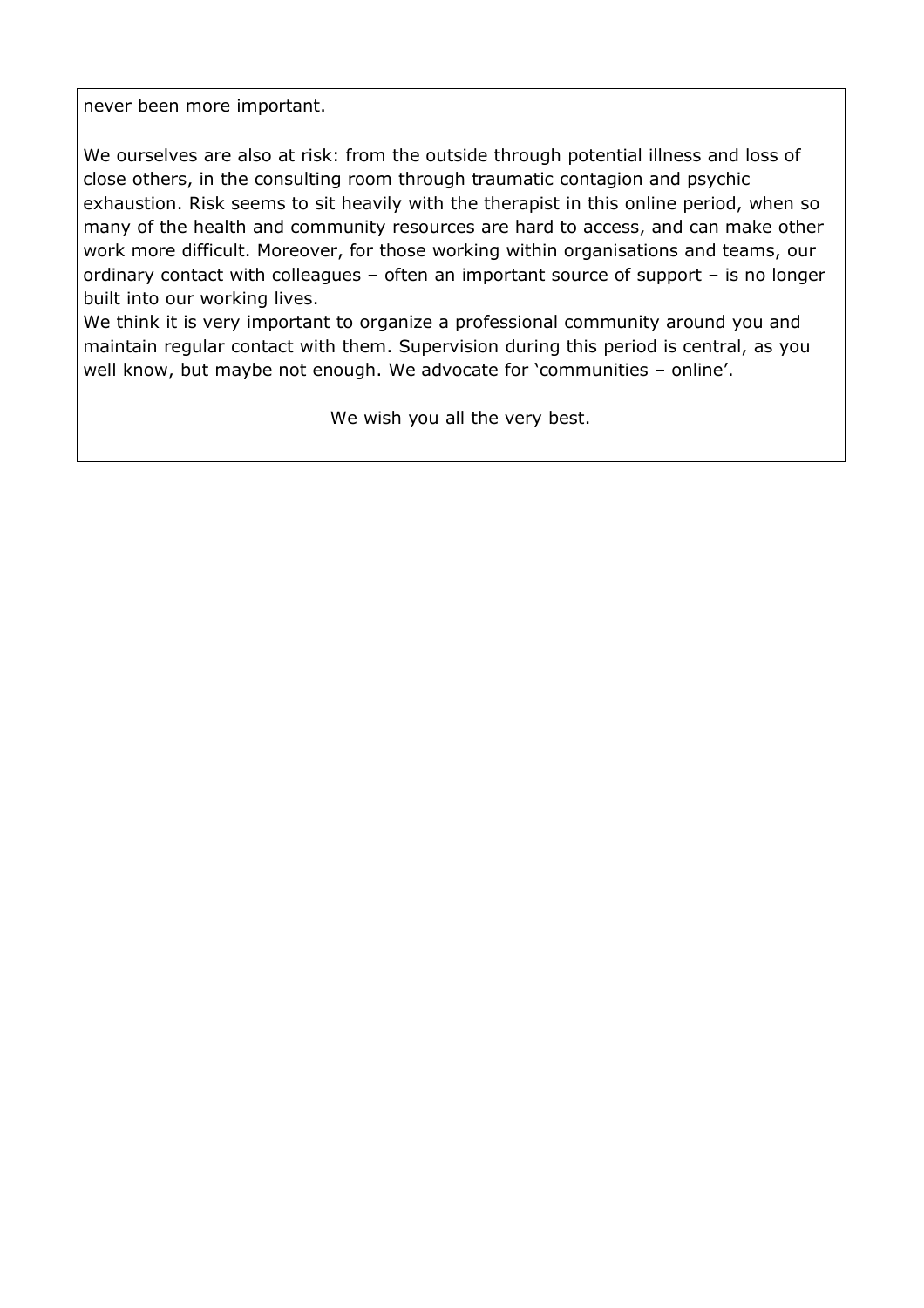never been more important.

We ourselves are also at risk: from the outside through potential illness and loss of close others, in the consulting room through traumatic contagion and psychic exhaustion. Risk seems to sit heavily with the therapist in this online period, when so many of the health and community resources are hard to access, and can make other work more difficult. Moreover, for those working within organisations and teams, our ordinary contact with colleagues – often an important source of support – is no longer built into our working lives.

We think it is very important to organize a professional community around you and maintain regular contact with them. Supervision during this period is central, as you well know, but maybe not enough. We advocate for 'communities – online'.

We wish you all the very best.